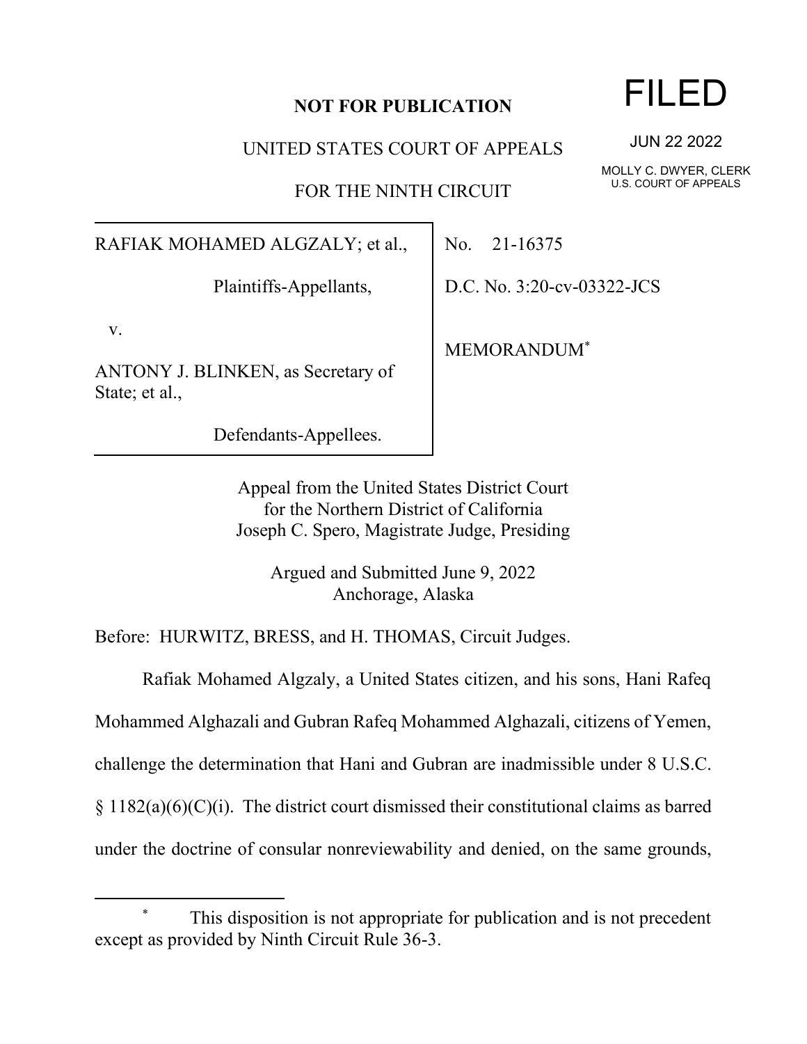**NOT FOR PUBLICATION**

FILED

JUN 22 2022

MOLLY C. DWYER, CLERK
U.S. COURT OF APPEALS

UNITED STATES COURT OF APPEALS

FOR THE NINTH CIRCUIT

| | |
|---|---|
| RAFIAK MOHAMED ALGZALY; et al., Plaintiffs-Appellants, v. ANTONY J. BLINKEN, as Secretary of State; et al., Defendants-Appellees. | No. 21-16375 D.C. No. 3:20-cv-03322-JCS MEMORANDUM* |

Appeal from the United States District Court
for the Northern District of California
Joseph C. Spero, Magistrate Judge, Presiding

Argued and Submitted June 9, 2022
Anchorage, Alaska

Before: HURWITZ, BRESS, and H. THOMAS, Circuit Judges.

Rafiak Mohamed Algzaly, a United States citizen, and his sons, Hani Rafeq Mohammed Alghazali and Gubran Rafeq Mohammed Alghazali, citizens of Yemen, challenge the determination that Hani and Gubran are inadmissible under 8 U.S.C. § 1182(a)(6)(C)(i). The district court dismissed their constitutional claims as barred under the doctrine of consular nonreviewability and denied, on the same grounds,

---

\* This disposition is not appropriate for publication and is not precedent except as provided by Ninth Circuit Rule 36-3.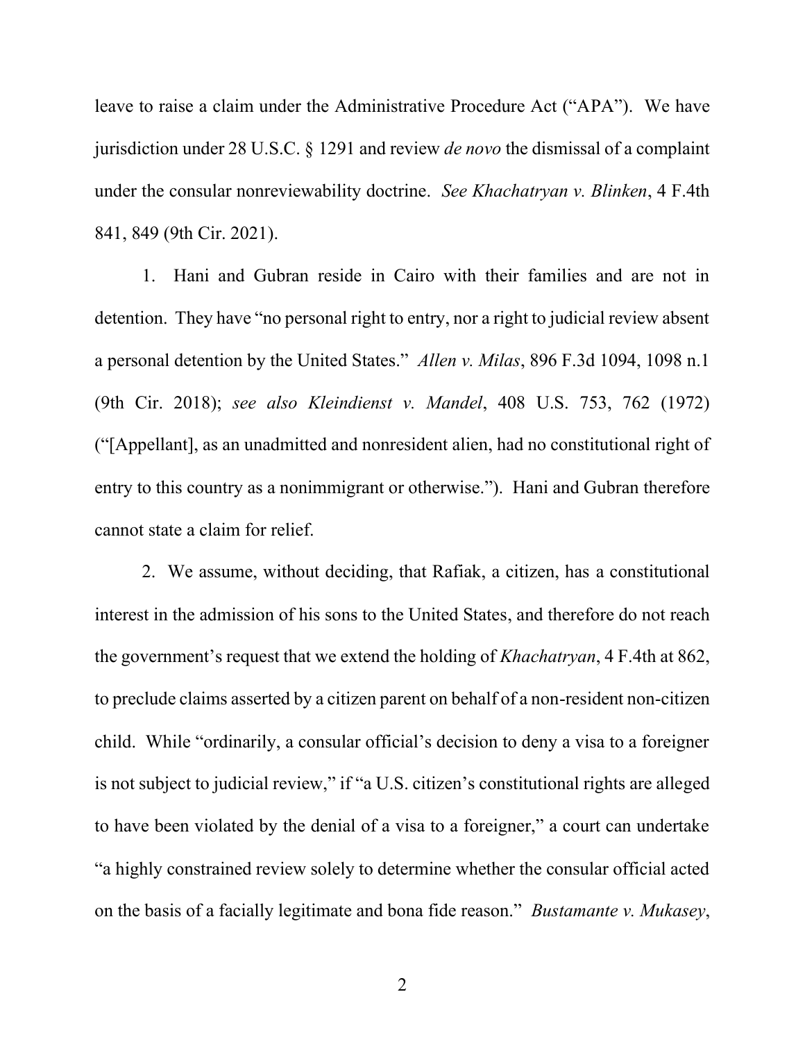leave to raise a claim under the Administrative Procedure Act ("APA"). We have jurisdiction under 28 U.S.C. § 1291 and review *de novo* the dismissal of a complaint under the consular nonreviewability doctrine. *See Khachatryan v. Blinken*, 4 F.4th 841, 849 (9th Cir. 2021).

1. Hani and Gubran reside in Cairo with their families and are not in detention. They have "no personal right to entry, nor a right to judicial review absent a personal detention by the United States." *Allen v. Milas*, 896 F.3d 1094, 1098 n.1 (9th Cir. 2018); *see also Kleindienst v. Mandel*, 408 U.S. 753, 762 (1972) ("[Appellant], as an unadmitted and nonresident alien, had no constitutional right of entry to this country as a nonimmigrant or otherwise."). Hani and Gubran therefore cannot state a claim for relief.

2. We assume, without deciding, that Rafiak, a citizen, has a constitutional interest in the admission of his sons to the United States, and therefore do not reach the government's request that we extend the holding of *Khachatryan*, 4 F.4th at 862, to preclude claims asserted by a citizen parent on behalf of a non-resident non-citizen child. While "ordinarily, a consular official's decision to deny a visa to a foreigner is not subject to judicial review," if "a U.S. citizen's constitutional rights are alleged to have been violated by the denial of a visa to a foreigner," a court can undertake "a highly constrained review solely to determine whether the consular official acted on the basis of a facially legitimate and bona fide reason." *Bustamante v. Mukasey*,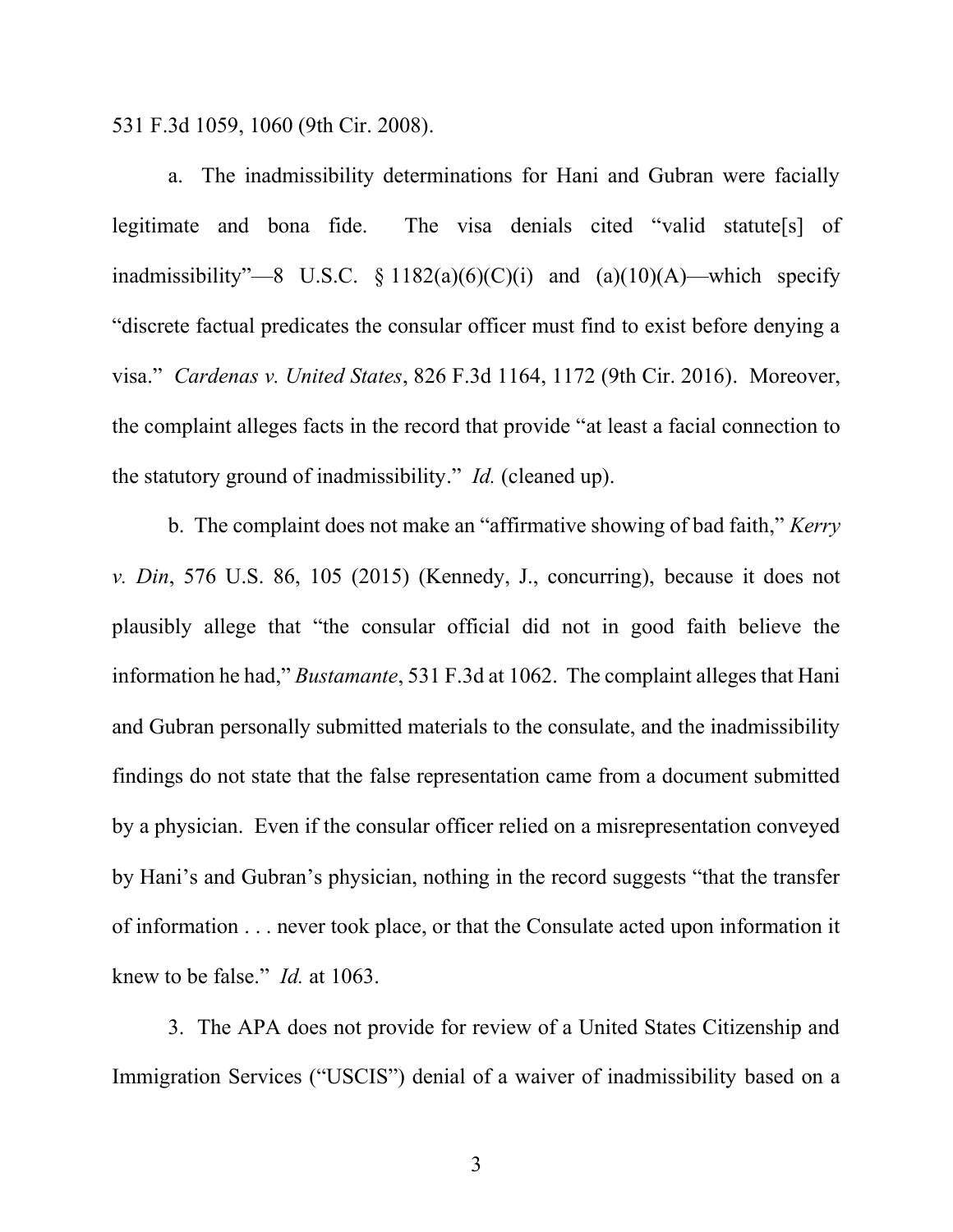531 F.3d 1059, 1060 (9th Cir. 2008).

a. The inadmissibility determinations for Hani and Gubran were facially legitimate and bona fide. The visa denials cited "valid statute[s] of inadmissibility"—8 U.S.C. § 1182(a)(6)(C)(i) and (a)(10)(A)—which specify "discrete factual predicates the consular officer must find to exist before denying a visa." *Cardenas v. United States*, 826 F.3d 1164, 1172 (9th Cir. 2016). Moreover, the complaint alleges facts in the record that provide "at least a facial connection to the statutory ground of inadmissibility." *Id.* (cleaned up).

b. The complaint does not make an "affirmative showing of bad faith," *Kerry v. Din*, 576 U.S. 86, 105 (2015) (Kennedy, J., concurring), because it does not plausibly allege that "the consular official did not in good faith believe the information he had," *Bustamante*, 531 F.3d at 1062. The complaint alleges that Hani and Gubran personally submitted materials to the consulate, and the inadmissibility findings do not state that the false representation came from a document submitted by a physician. Even if the consular officer relied on a misrepresentation conveyed by Hani's and Gubran's physician, nothing in the record suggests "that the transfer of information . . . never took place, or that the Consulate acted upon information it knew to be false." *Id.* at 1063.

3. The APA does not provide for review of a United States Citizenship and Immigration Services ("USCIS") denial of a waiver of inadmissibility based on a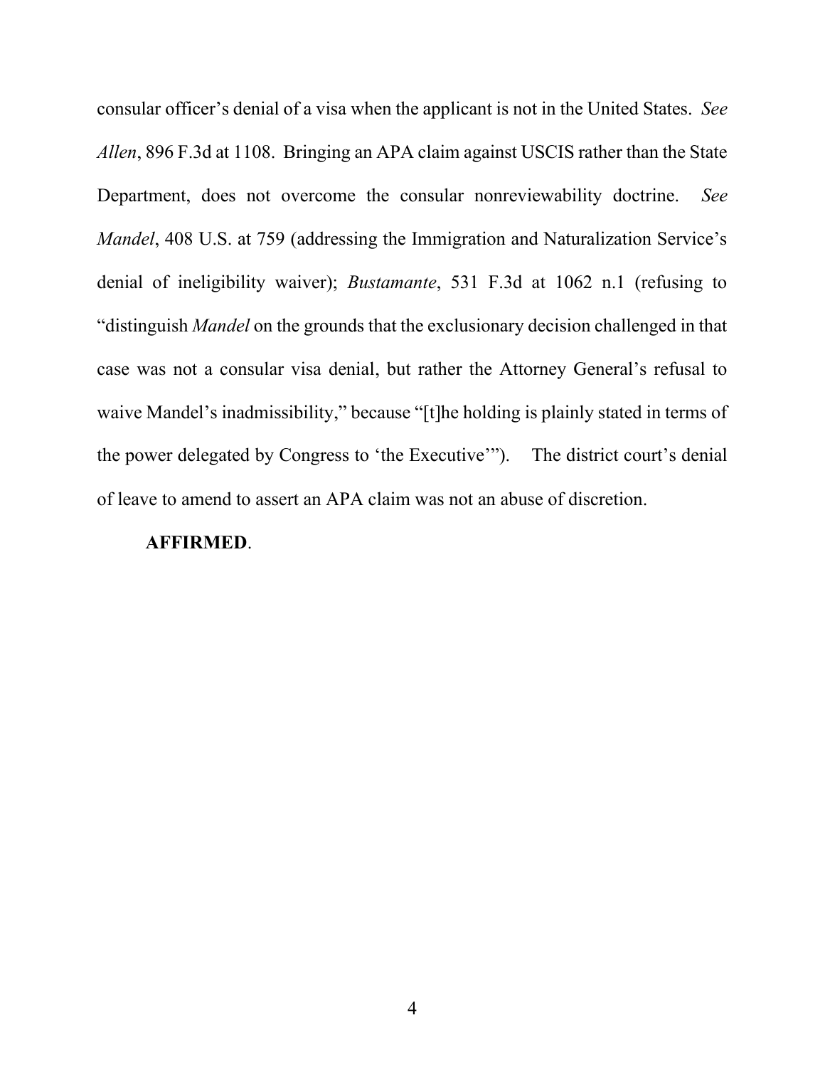consular officer's denial of a visa when the applicant is not in the United States. *See Allen*, 896 F.3d at 1108. Bringing an APA claim against USCIS rather than the State Department, does not overcome the consular nonreviewability doctrine. *See Mandel*, 408 U.S. at 759 (addressing the Immigration and Naturalization Service's denial of ineligibility waiver); *Bustamante*, 531 F.3d at 1062 n.1 (refusing to "distinguish *Mandel* on the grounds that the exclusionary decision challenged in that case was not a consular visa denial, but rather the Attorney General's refusal to waive Mandel's inadmissibility," because "[t]he holding is plainly stated in terms of the power delegated by Congress to 'the Executive'"). The district court's denial of leave to amend to assert an APA claim was not an abuse of discretion.

**AFFIRMED**.